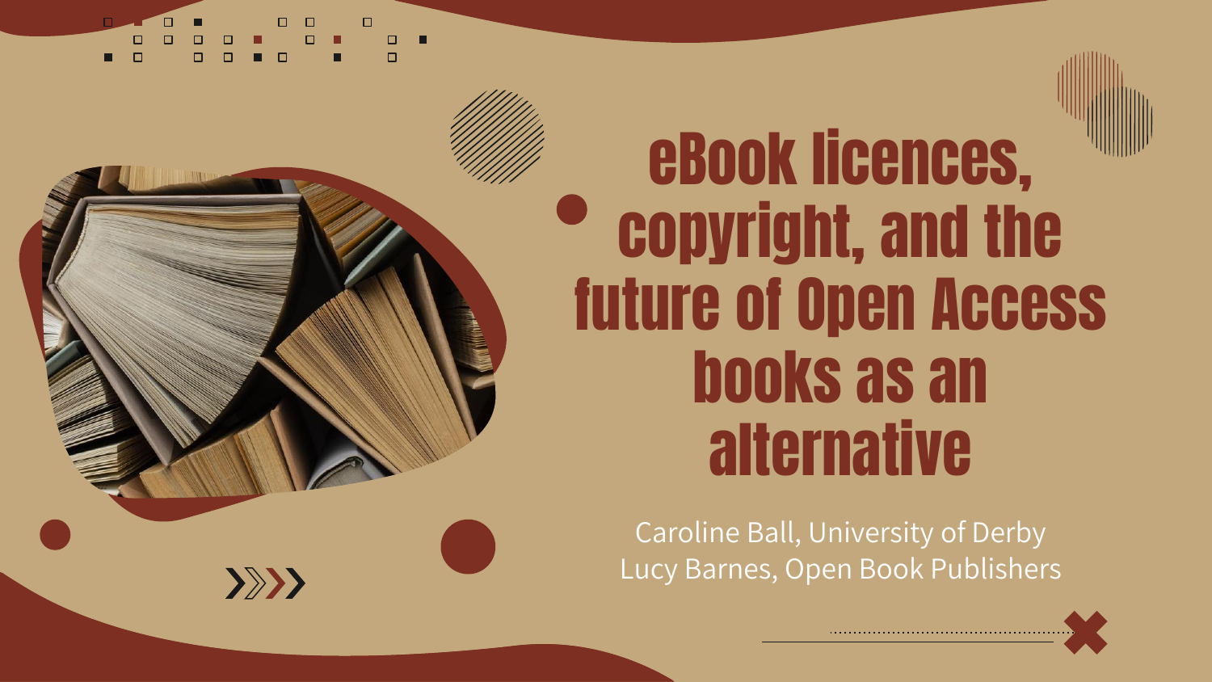# eBook licences, copyright, and the future of Open Access books as an alternative

Caroline Ball, University of Derby
Lucy Barnes, Open Book Publishers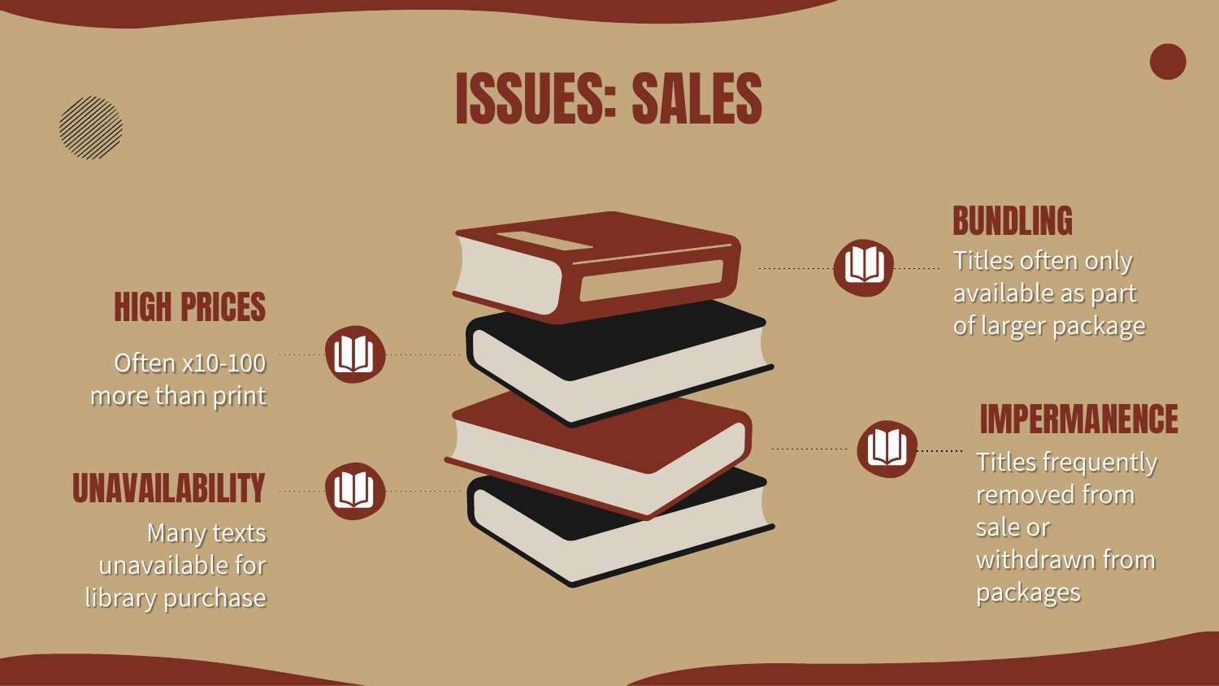# ISSUES: SALES

## HIGH PRICES

Often x10-100 more than print

## UNAVAILABILITY

Many texts unavailable for library purchase

## BUNDLING

Titles often only available as part of larger package

## IMPERMANENCE

Titles frequently removed from sale or withdrawn from packages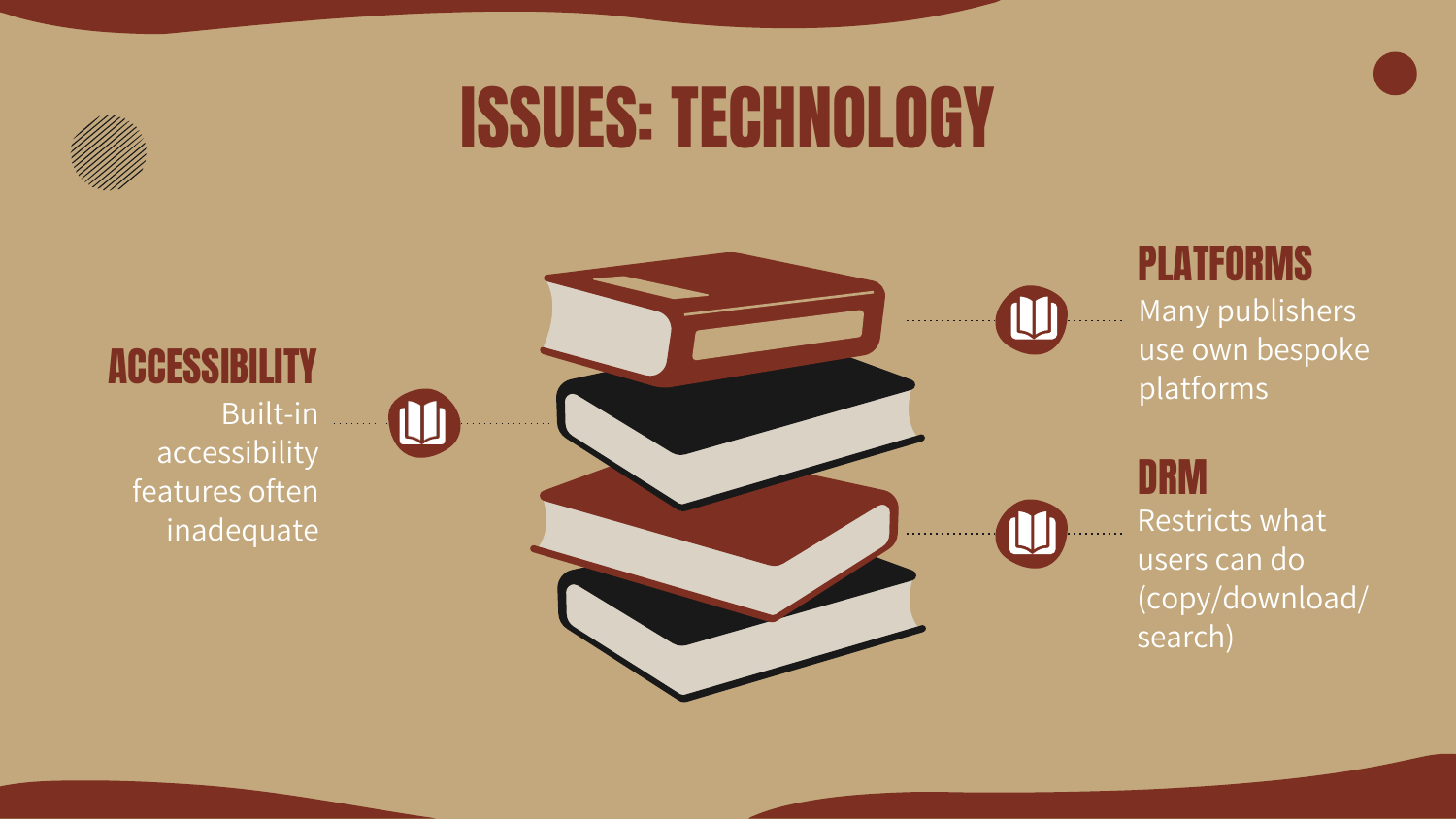# ISSUES: TECHNOLOGY

## ACCESSIBILITY

Built-in accessibility features often inadequate

## PLATFORMS

Many publishers use own bespoke platforms

## DRM

Restricts what users can do (copy/download/ search)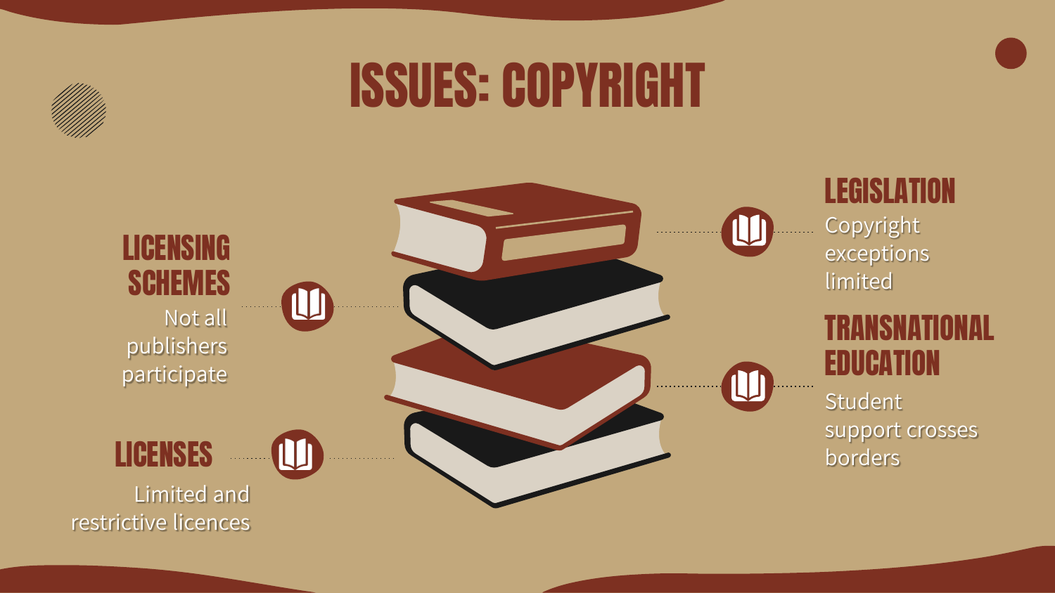# ISSUES: COPYRIGHT

## LICENSING SCHEMES

Not all publishers participate

## LICENSES

Limited and restrictive licences

## LEGISLATION

Copyright exceptions limited

## TRANSNATIONAL EDUCATION

Student support crosses borders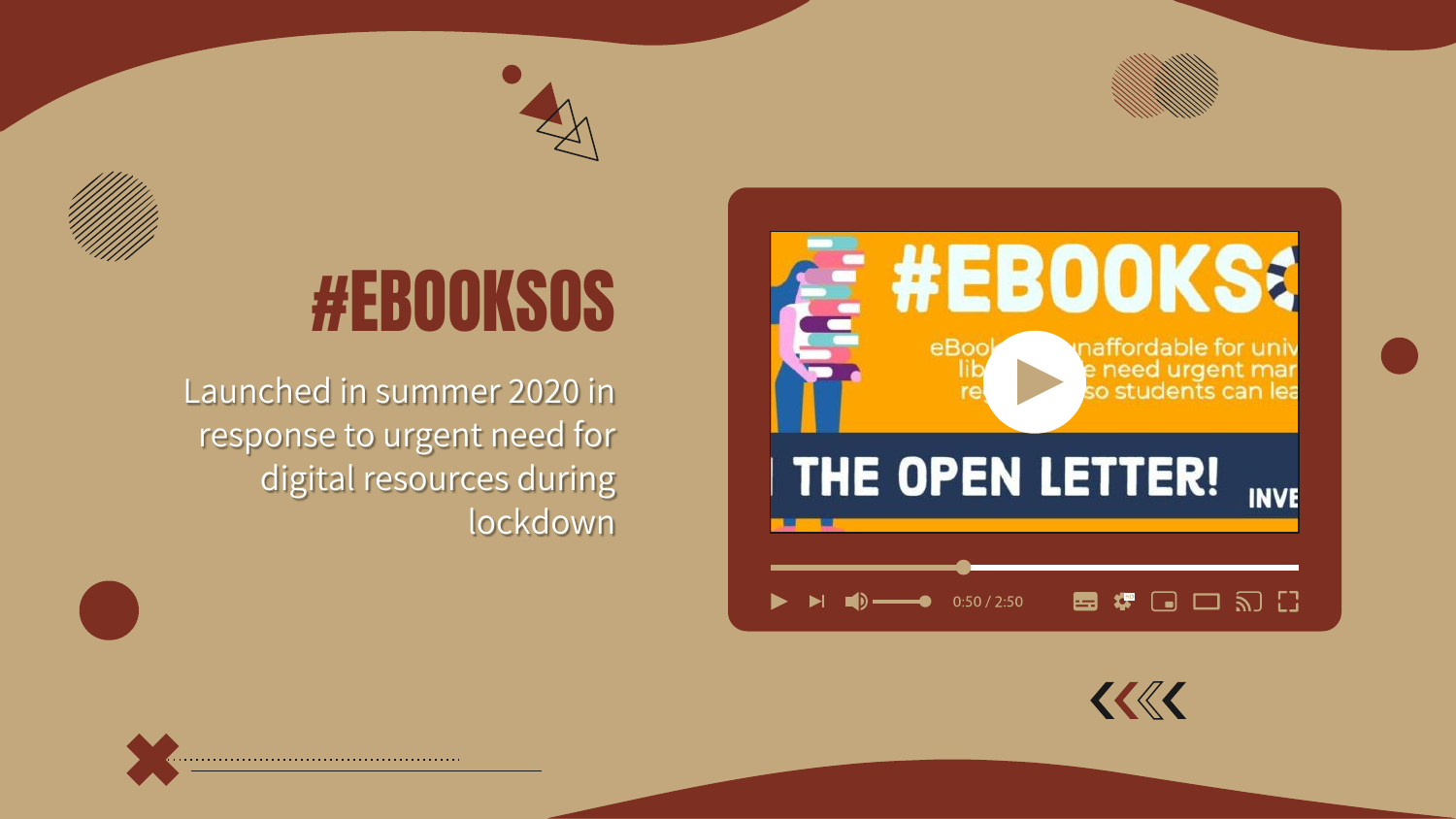# #EBOOKSOS

Launched in summer 2020 in response to urgent need for digital resources during lockdown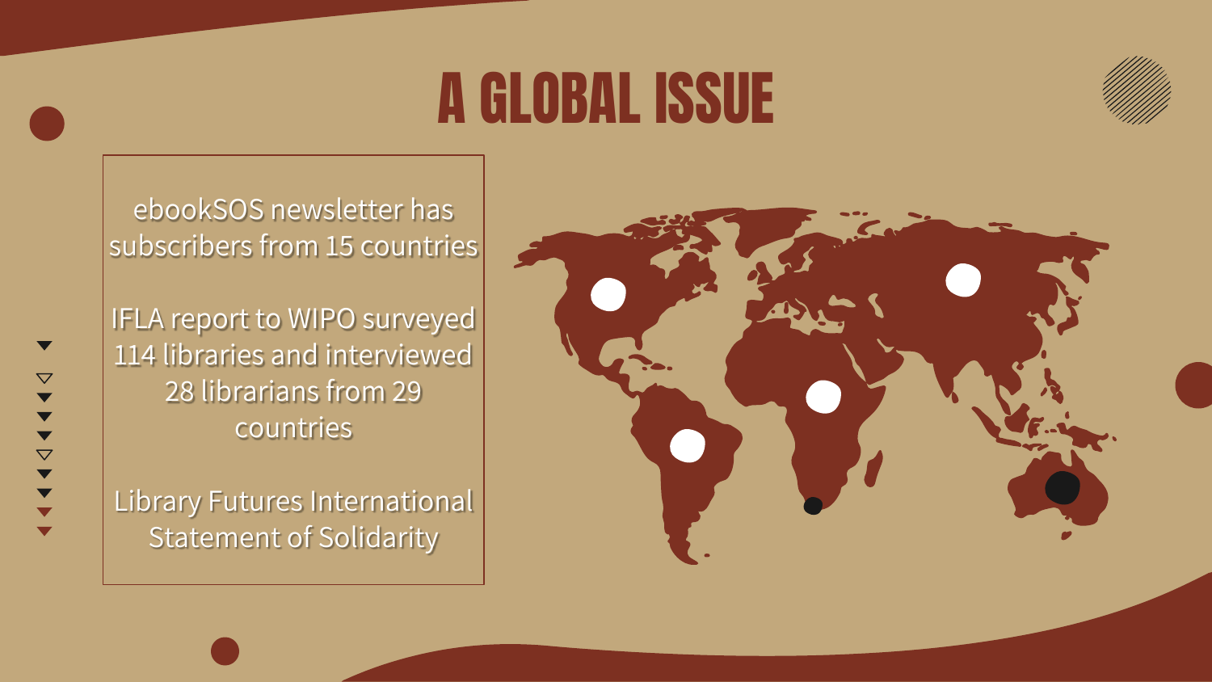# A GLOBAL ISSUE

ebookSOS newsletter has subscribers from 15 countries

IFLA report to WIPO surveyed 114 libraries and interviewed 28 librarians from 29 countries

Library Futures International Statement of Solidarity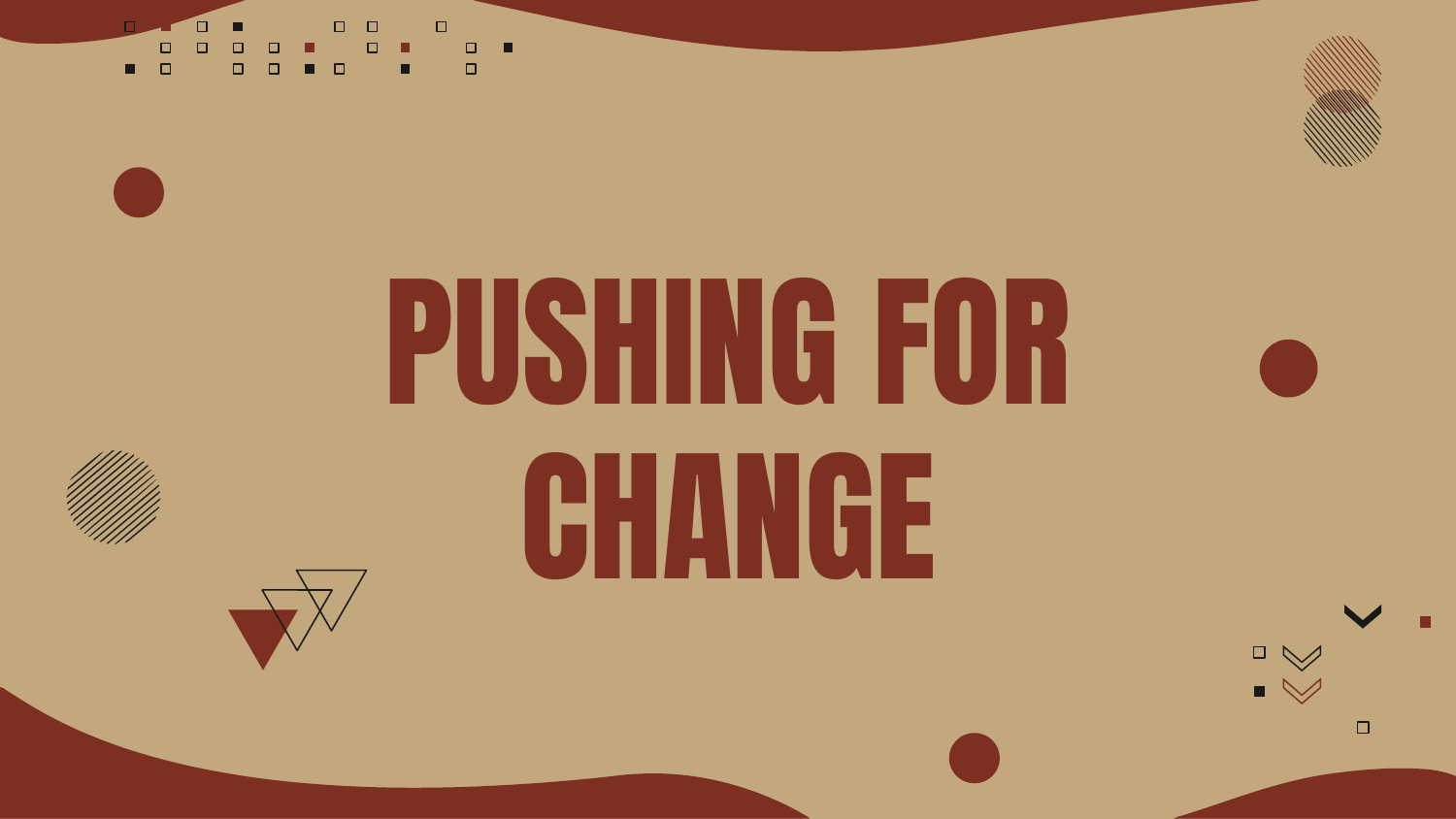# PUSHING FOR CHANGE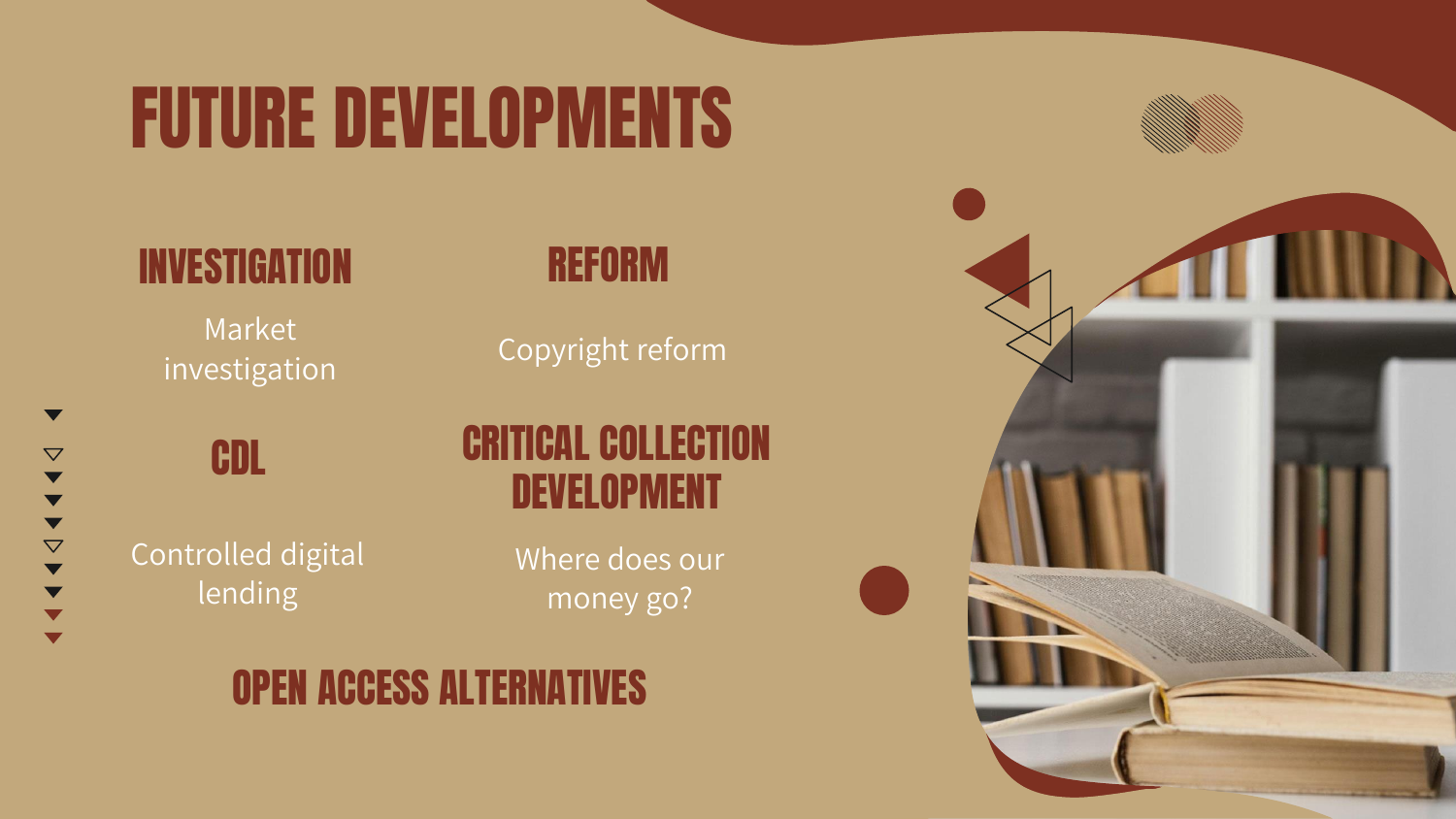# FUTURE DEVELOPMENTS

## INVESTIGATION

Market investigation

## REFORM

Copyright reform

## CDL

Controlled digital lending

## CRITICAL COLLECTION DEVELOPMENT

Where does our money go?

## OPEN ACCESS ALTERNATIVES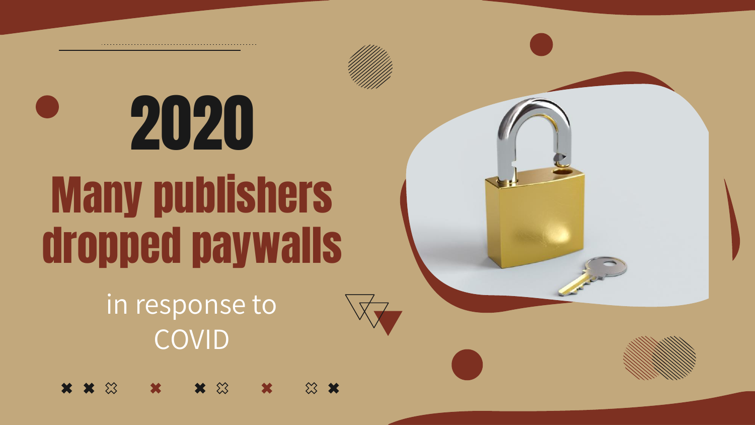# 2020

## Many publishers dropped paywalls

in response to COVID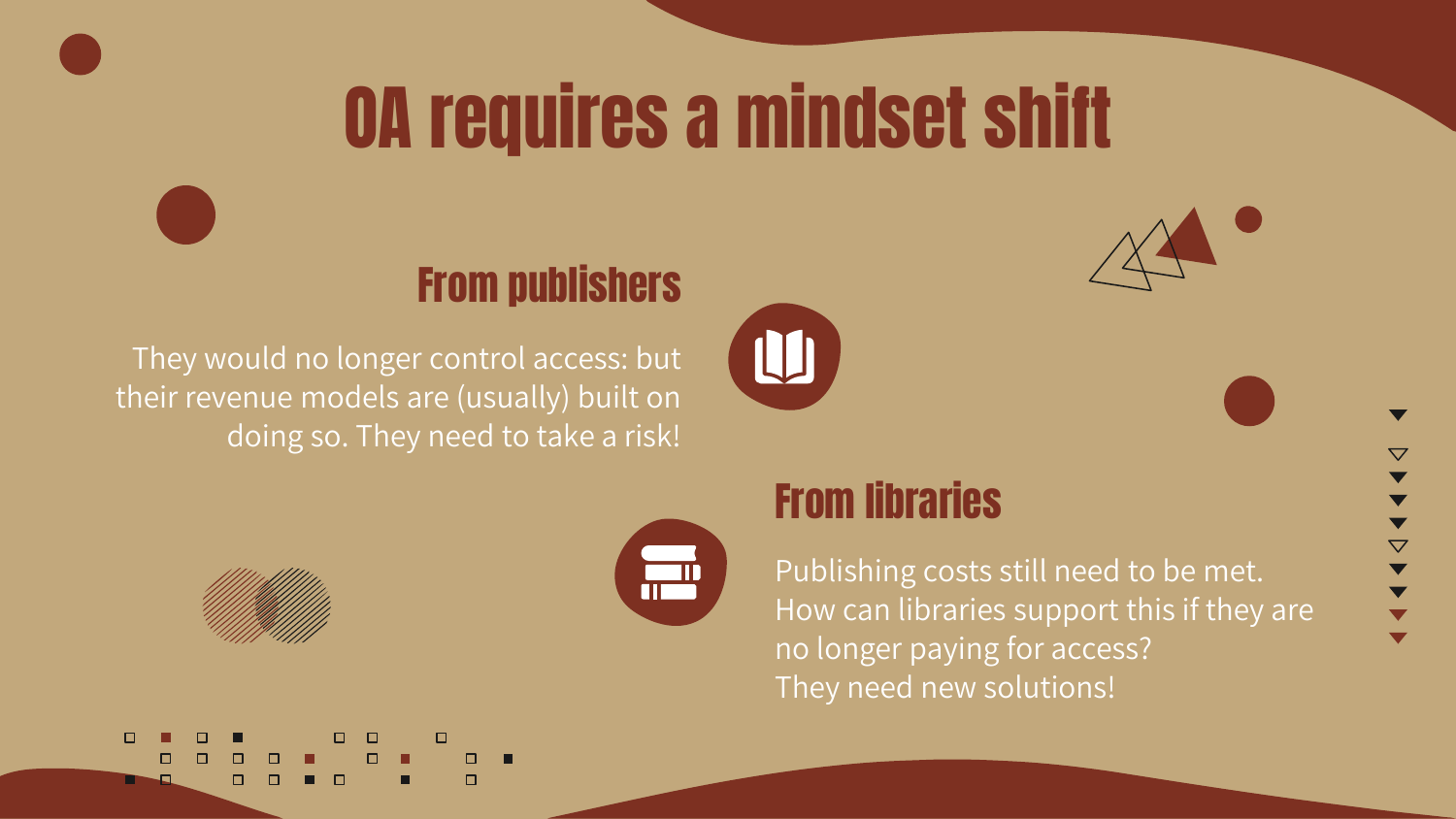# OA requires a mindset shift

## From publishers

They would no longer control access: but their revenue models are (usually) built on doing so. They need to take a risk!

## From libraries

Publishing costs still need to be met. How can libraries support this if they are no longer paying for access?
They need new solutions!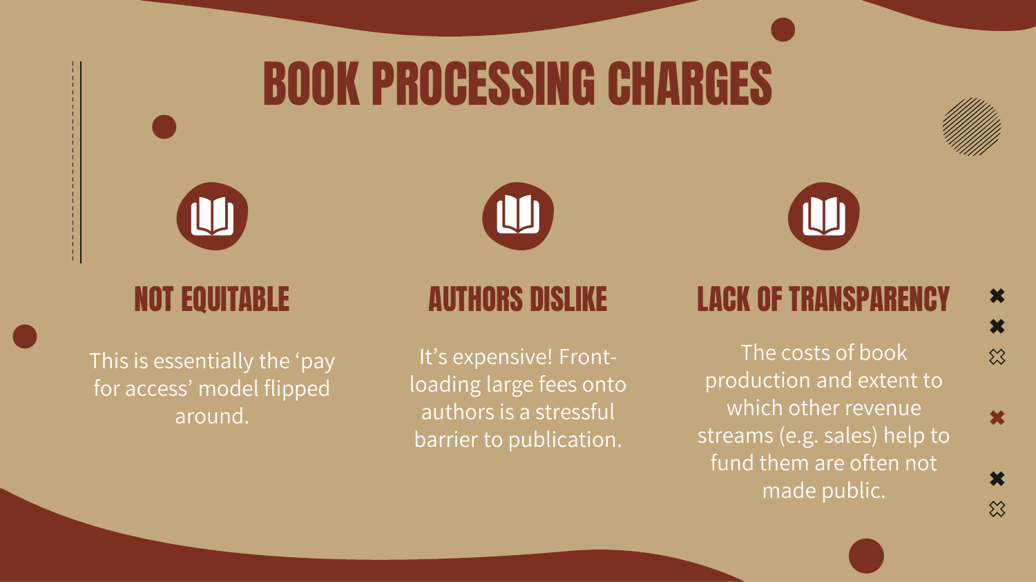# BOOK PROCESSING CHARGES

## NOT EQUITABLE

This is essentially the 'pay for access' model flipped around.

## AUTHORS DISLIKE

It's expensive! Front-loading large fees onto authors is a stressful barrier to publication.

## LACK OF TRANSPARENCY

The costs of book production and extent to which other revenue streams (e.g. sales) help to fund them are often not made public.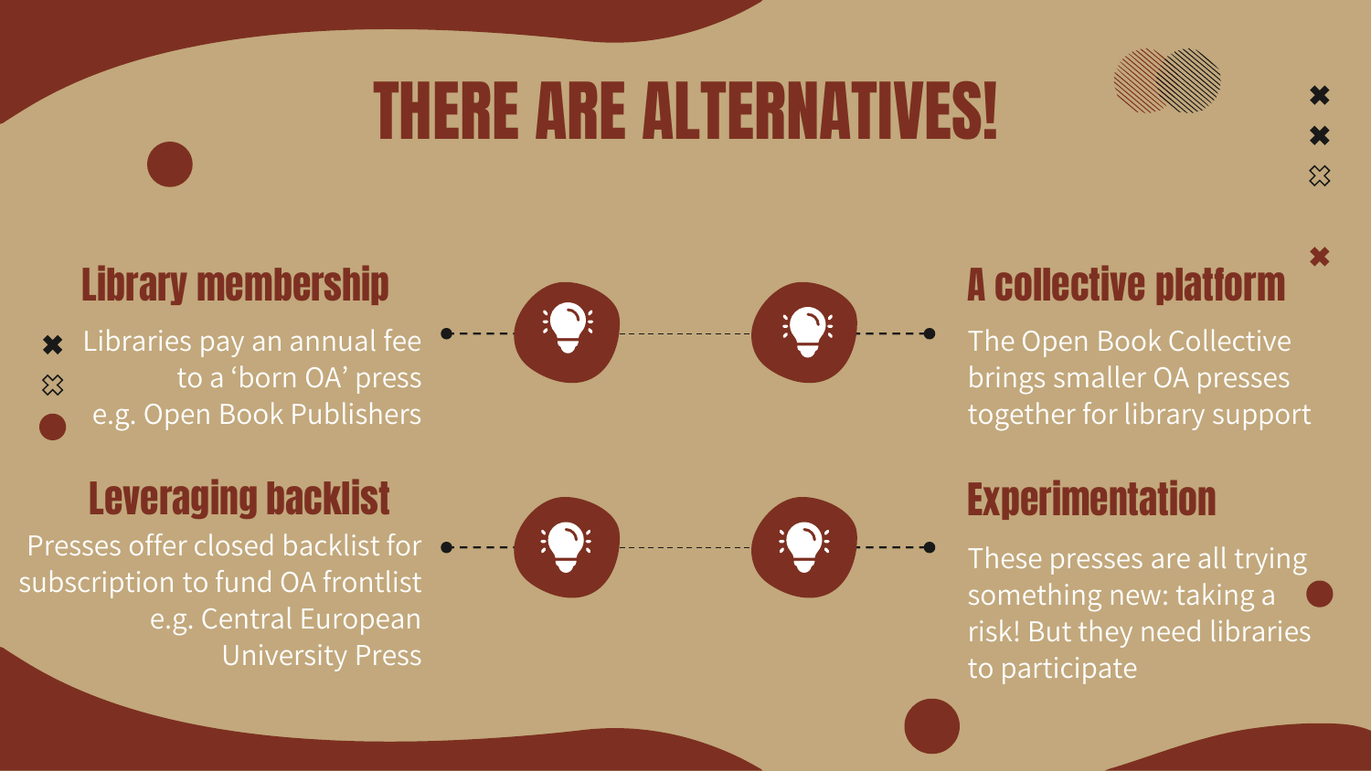# THERE ARE ALTERNATIVES!

## Library membership

Libraries pay an annual fee to a 'born OA' press e.g. Open Book Publishers

## A collective platform

The Open Book Collective brings smaller OA presses together for library support

## Leveraging backlist

Presses offer closed backlist for subscription to fund OA frontlist e.g. Central European University Press

## Experimentation

These presses are all trying something new: taking a risk! But they need libraries to participate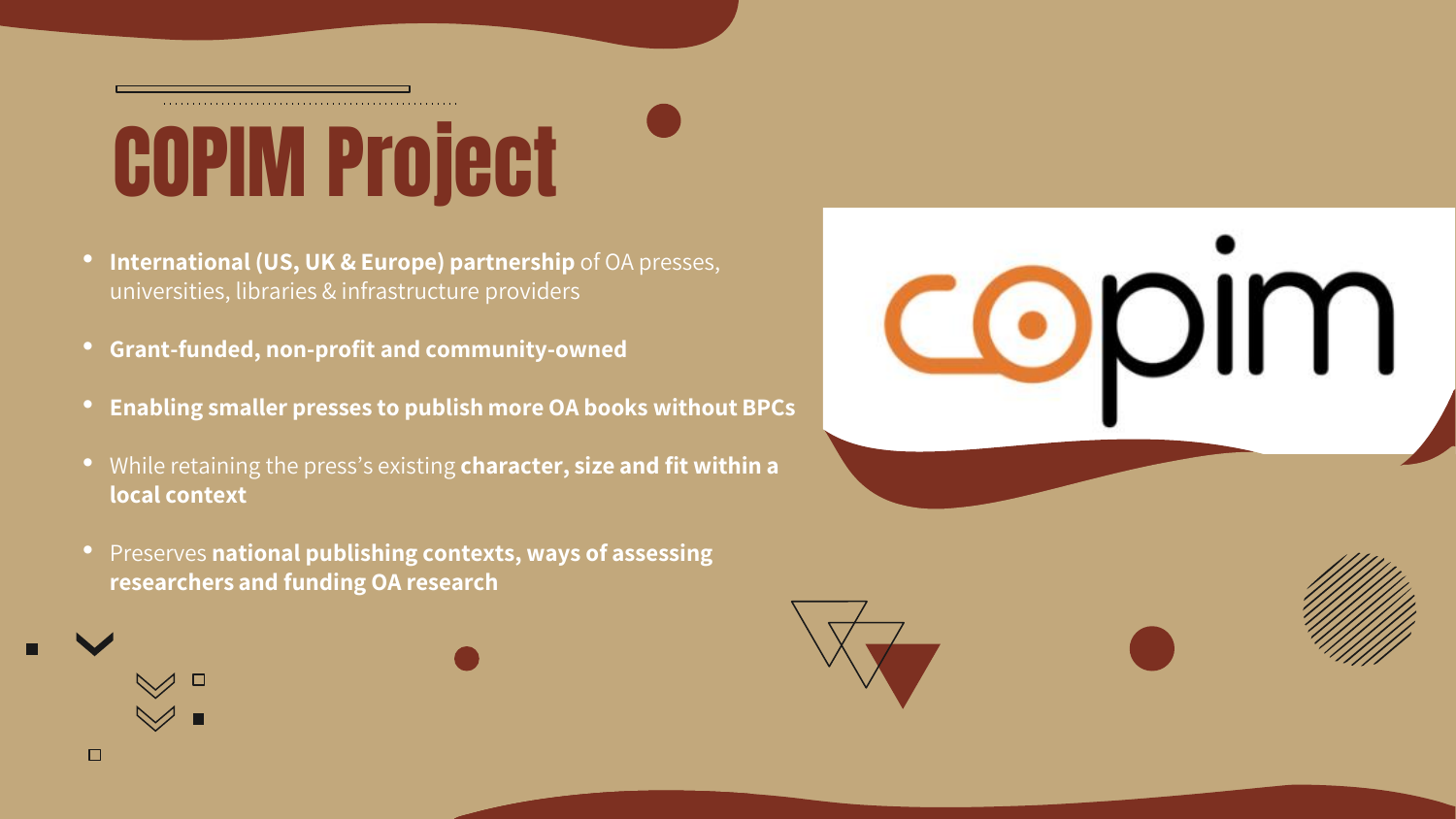# COPIM Project

- **International (US, UK & Europe) partnership** of OA presses, universities, libraries & infrastructure providers
- **Grant-funded, non-profit and community-owned**
- **Enabling smaller presses to publish more OA books without BPCs**
- While retaining the press's existing **character, size and fit within a local context**
- Preserves **national publishing contexts, ways of assessing researchers and funding OA research**

copim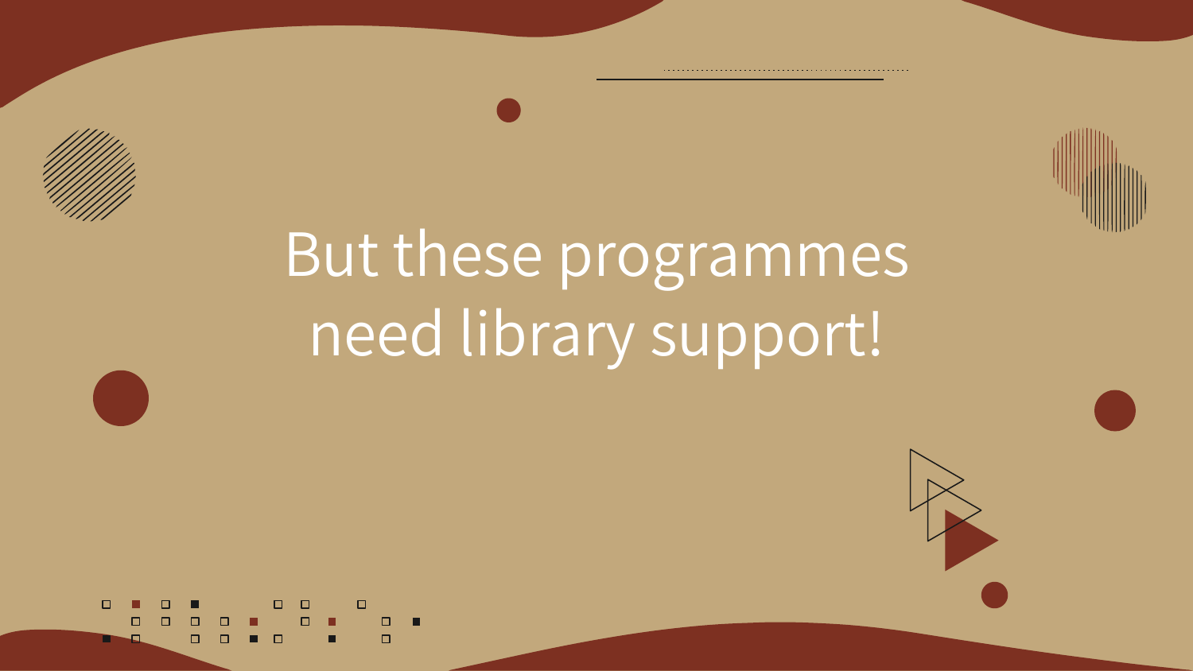# But these programmes need library support!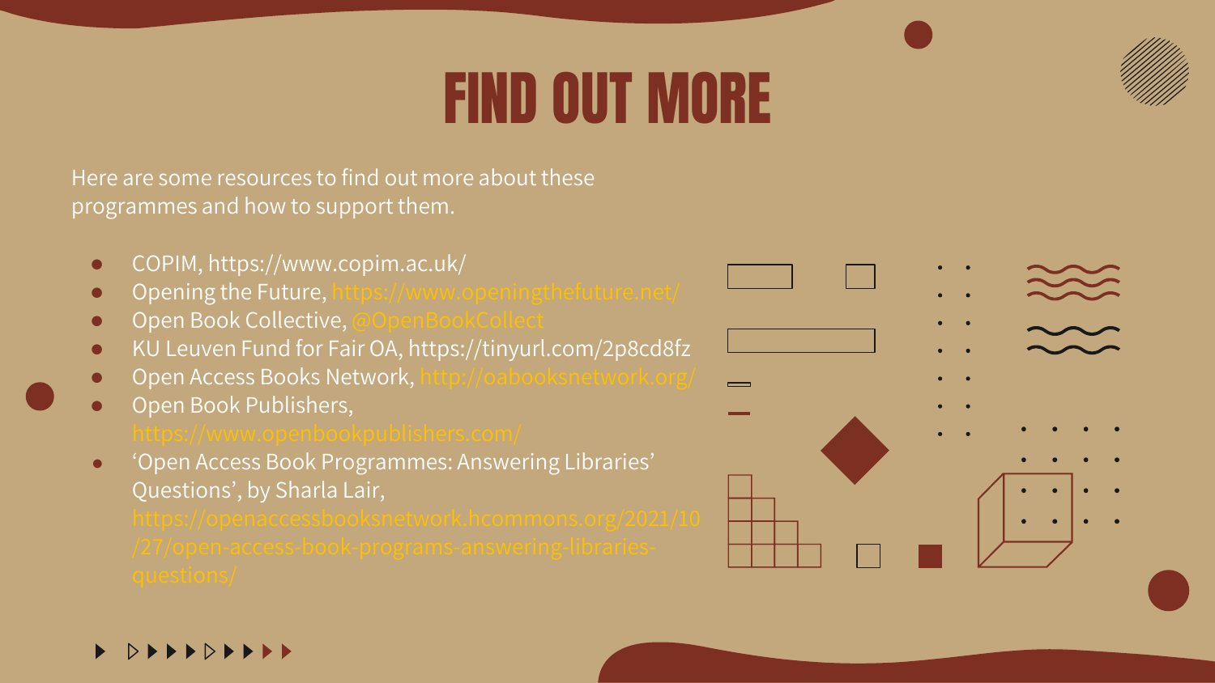# FIND OUT MORE

Here are some resources to find out more about these programmes and how to support them.

- COPIM, https://www.copim.ac.uk/
- Opening the Future, https://www.openingthefuture.net/
- Open Book Collective, @OpenBookCollect
- KU Leuven Fund for Fair OA, https://tinyurl.com/2p8cd8fz
- Open Access Books Network, http://oabooksnetwork.org/
- Open Book Publishers, https://www.openbookpublishers.com/
- 'Open Access Book Programmes: Answering Libraries' Questions', by Sharla Lair, https://openaccessbooksnetwork.hcommons.org/2021/10/27/open-access-book-programs-answering-libraries-questions/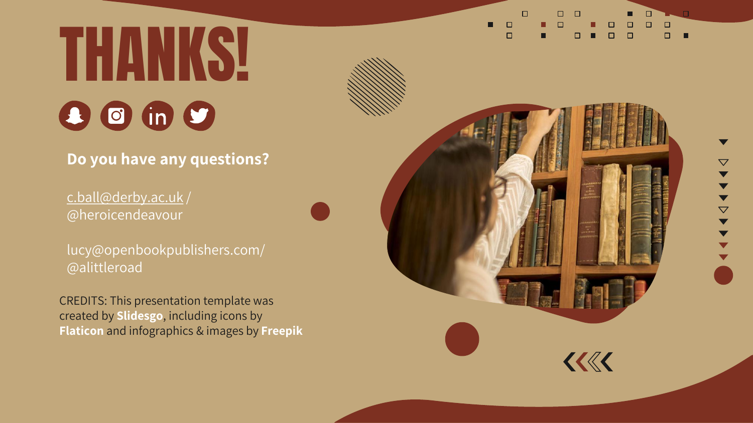# THANKS!

**Do you have any questions?**

c.ball@derby.ac.uk / @heroicendeavour

lucy@openbookpublishers.com/ @alittleroad

CREDITS: This presentation template was created by **Slidesgo**, including icons by **Flaticon** and infographics & images by **Freepik**